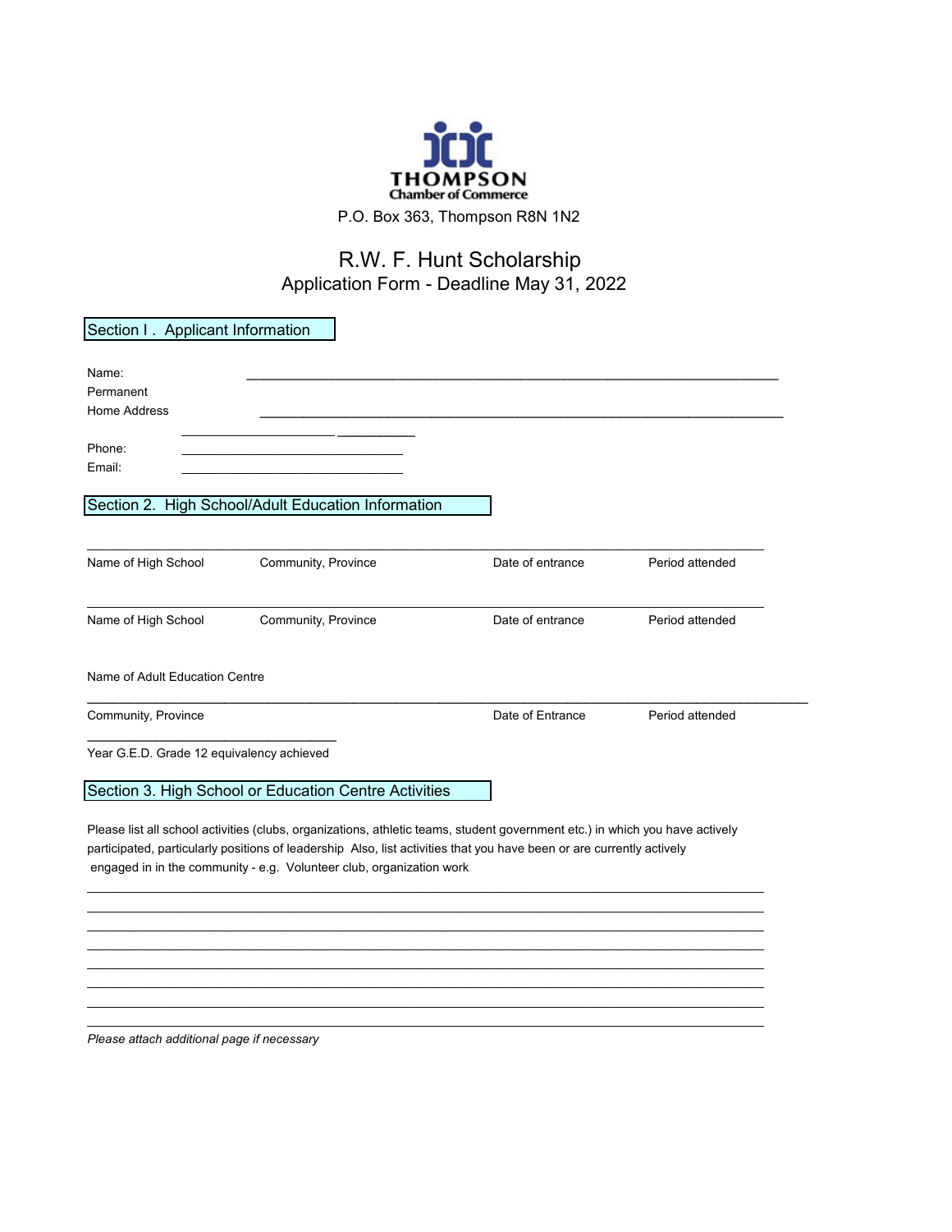**THOMPSON**
Chamber of Commerce

P.O. Box 363, Thompson R8N 1N2

# R.W. F. Hunt Scholarship

## Application Form - Deadline May 31, 2022

## Section I . Applicant Information

Name: ______________________________________________

Permanent
Home Address ______________________________________________

______________________ ___________

Phone: ______________________________

Email: ______________________________

## Section 2. High School/Adult Education Information

| Name of High School | Community, Province | Date of entrance | Period attended |
|---|---|---|---|
| | | | |

| Name of High School | Community, Province | Date of entrance | Period attended |
|---|---|---|---|
| | | | |

Name of Adult Education Centre

| Community, Province | Date of Entrance | Period attended |
|---|---|---|
| | | |

______________________________
Year G.E.D. Grade 12 equivalency achieved

## Section 3. High School or Education Centre Activities

Please list all school activities (clubs, organizations, athletic teams, student government etc.) in which you have actively participated, particularly positions of leadership Also, list activities that you have been or are currently actively engaged in in the community - e.g. Volunteer club, organization work

______________________________________________

______________________________________________

______________________________________________

______________________________________________

______________________________________________

______________________________________________

______________________________________________

______________________________________________

*Please attach additional page if necessary*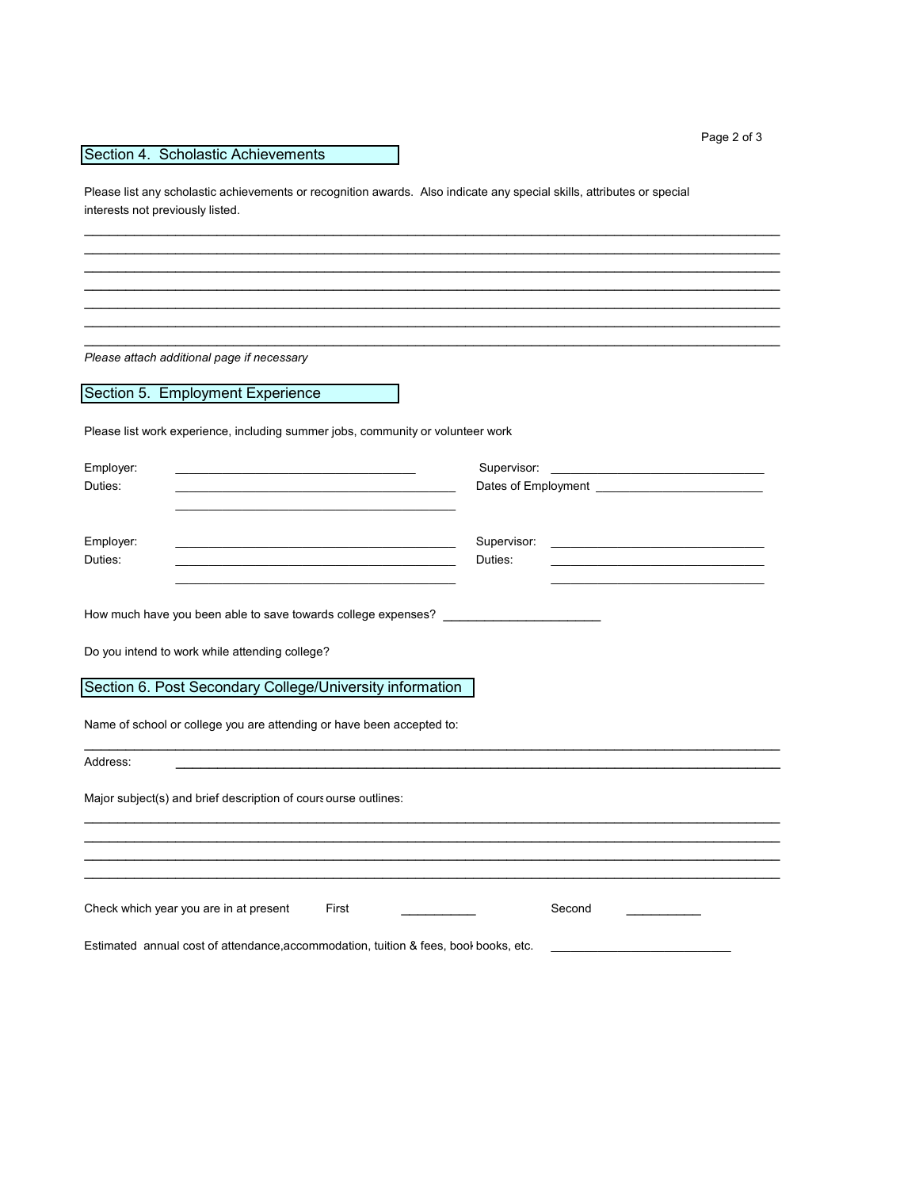## Section 4. Scholastic Achievements

Please list any scholastic achievements or recognition awards. Also indicate any special skills, attributes or special interests not previously listed.

_______________________________________________________________________________

_______________________________________________________________________________

_______________________________________________________________________________

_______________________________________________________________________________

_______________________________________________________________________________

_______________________________________________________________________________

_______________________________________________________________________________

*Please attach additional page if necessary*

## Section 5. Employment Experience

Please list work experience, including summer jobs, community or volunteer work

Employer: ______________________________ Supervisor: ______________________________

Duties: ______________________________ Dates of Employment ______________________________

______________________________

Employer: ______________________________ Supervisor: ______________________________

Duties: ______________________________ Duties: ______________________________

______________________________ ______________________________

How much have you been able to save towards college expenses? ______________________

Do you intend to work while attending college?

## Section 6. Post Secondary College/University information

Name of school or college you are attending or have been accepted to:

_______________________________________________________________________________

Address: _______________________________________________________________________________

Major subject(s) and brief description of cours ourse outlines:

_______________________________________________________________________________

_______________________________________________________________________________

_______________________________________________________________________________

_______________________________________________________________________________

Check which year you are in at present First ___________ Second ___________

Estimated annual cost of attendance,accommodation, tuition & fees, book books, etc. __________________________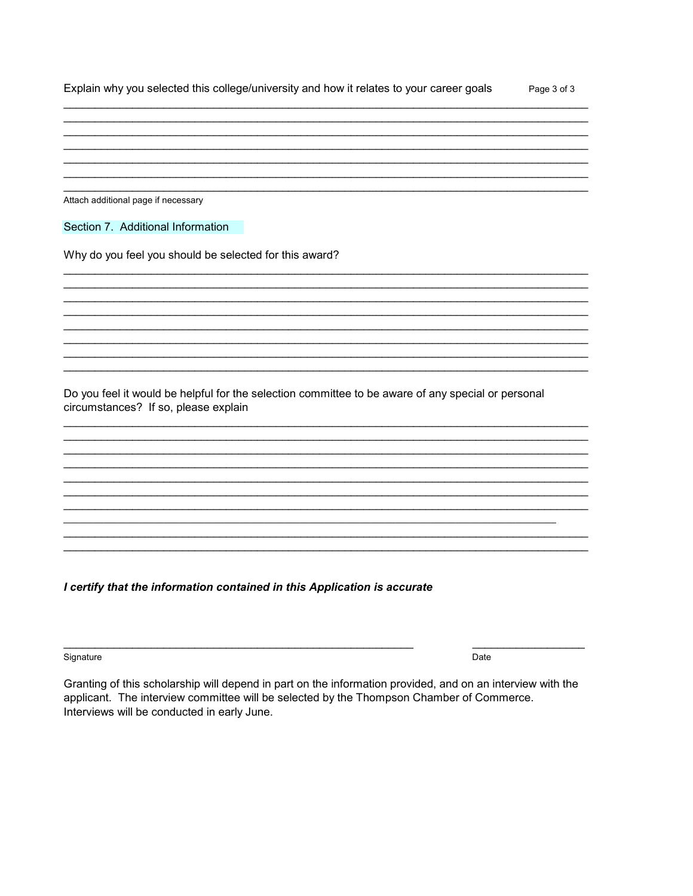Explain why you selected this college/university and how it relates to your career goals

_______________________________________________________________________________
_______________________________________________________________________________
_______________________________________________________________________________
_______________________________________________________________________________
_______________________________________________________________________________
_______________________________________________________________________________
_______________________________________________________________________________

Attach additional page if necessary

## Section 7. Additional Information

Why do you feel you should be selected for this award?

_______________________________________________________________________________
_______________________________________________________________________________
_______________________________________________________________________________
_______________________________________________________________________________
_______________________________________________________________________________
_______________________________________________________________________________
_______________________________________________________________________________
_______________________________________________________________________________

Do you feel it would be helpful for the selection committee to be aware of any special or personal circumstances? If so, please explain

_______________________________________________________________________________
_______________________________________________________________________________
_______________________________________________________________________________
_______________________________________________________________________________
_______________________________________________________________________________
_______________________________________________________________________________
_______________________________________________________________________________
_______________________________________________________________________________
_______________________________________________________________________________
_______________________________________________________________________________

***I certify that the information contained in this Application is accurate***

_____________________________________________________ _________________

Signature Date

Granting of this scholarship will depend in part on the information provided, and on an interview with the applicant. The interview committee will be selected by the Thompson Chamber of Commerce. Interviews will be conducted in early June.